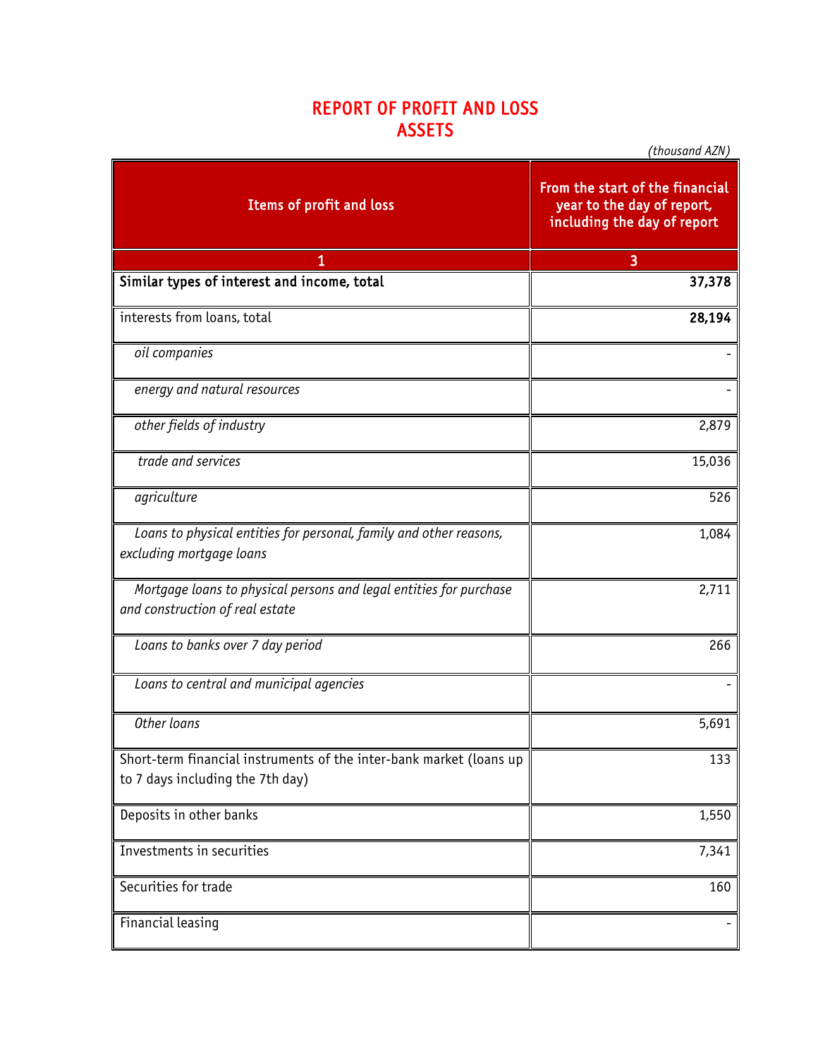# REPORT OF PROFIT AND LOSS
## ASSETS

*(thousand AZN)*

| Items of profit and loss | From the start of the financial year to the day of report, including the day of report |
|---|---|
| 1 | 3 |
| **Similar types of interest and income, total** | **37,378** |
| interests from loans, total | **28,194** |
| *oil companies* | - |
| *energy and natural resources* | - |
| *other fields of industry* | 2,879 |
| *trade and services* | 15,036 |
| *agriculture* | 526 |
| *Loans to physical entities for personal, family and other reasons, excluding mortgage loans* | 1,084 |
| *Mortgage loans to physical persons and legal entities for purchase and construction of real estate* | 2,711 |
| *Loans to banks over 7 day period* | 266 |
| *Loans to central and municipal agencies* | - |
| *Other loans* | 5,691 |
| Short-term financial instruments of the inter-bank market (loans up to 7 days including the 7th day) | 133 |
| Deposits in other banks | 1,550 |
| Investments in securities | 7,341 |
| Securities for trade | 160 |
| Financial leasing | - |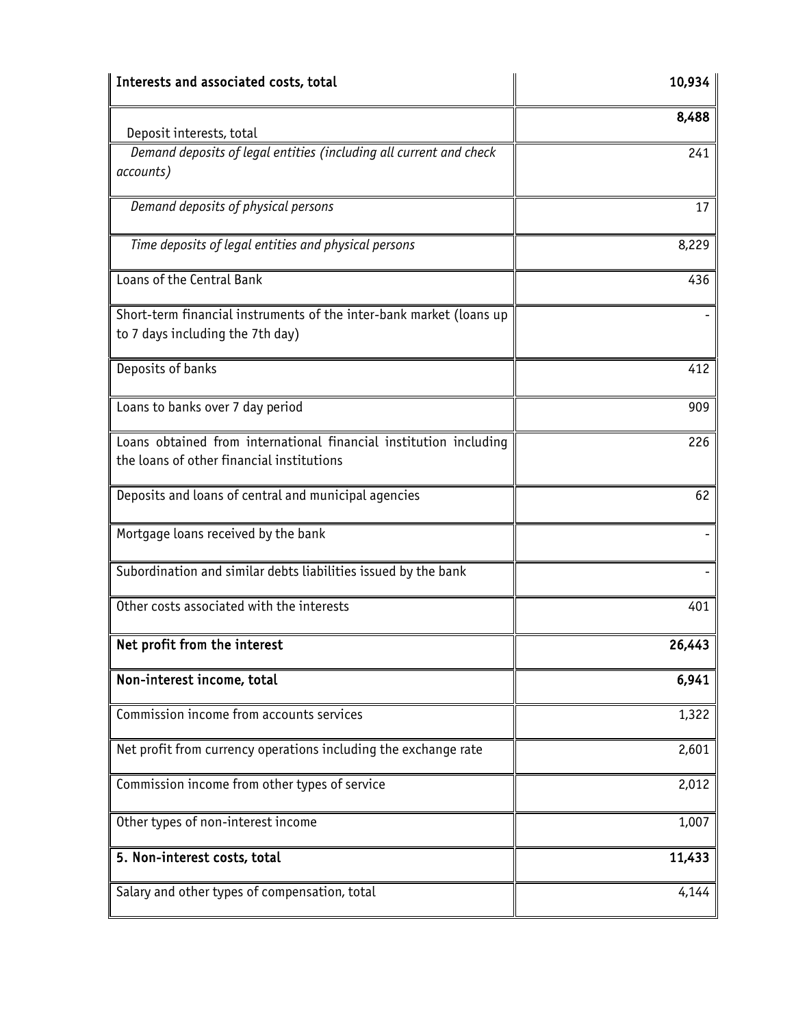| Interests and associated costs, total | 10,934 |
| --- | --- |
| Deposit interests, total | 8,488 |
| *Demand deposits of legal entities (including all current and check accounts)* | 241 |
| *Demand deposits of physical persons* | 17 |
| *Time deposits of legal entities and physical persons* | 8,229 |
| Loans of the Central Bank | 436 |
| Short-term financial instruments of the inter-bank market (loans up to 7 days including the 7th day) | - |
| Deposits of banks | 412 |
| Loans to banks over 7 day period | 909 |
| Loans obtained from international financial institution including the loans of other financial institutions | 226 |
| Deposits and loans of central and municipal agencies | 62 |
| Mortgage loans received by the bank | - |
| Subordination and similar debts liabilities issued by the bank | - |
| Other costs associated with the interests | 401 |
| **Net profit from the interest** | **26,443** |
| **Non-interest income, total** | **6,941** |
| Commission income from accounts services | 1,322 |
| Net profit from currency operations including the exchange rate | 2,601 |
| Commission income from other types of service | 2,012 |
| Other types of non-interest income | 1,007 |
| **5. Non-interest costs, total** | **11,433** |
| Salary and other types of compensation, total | 4,144 |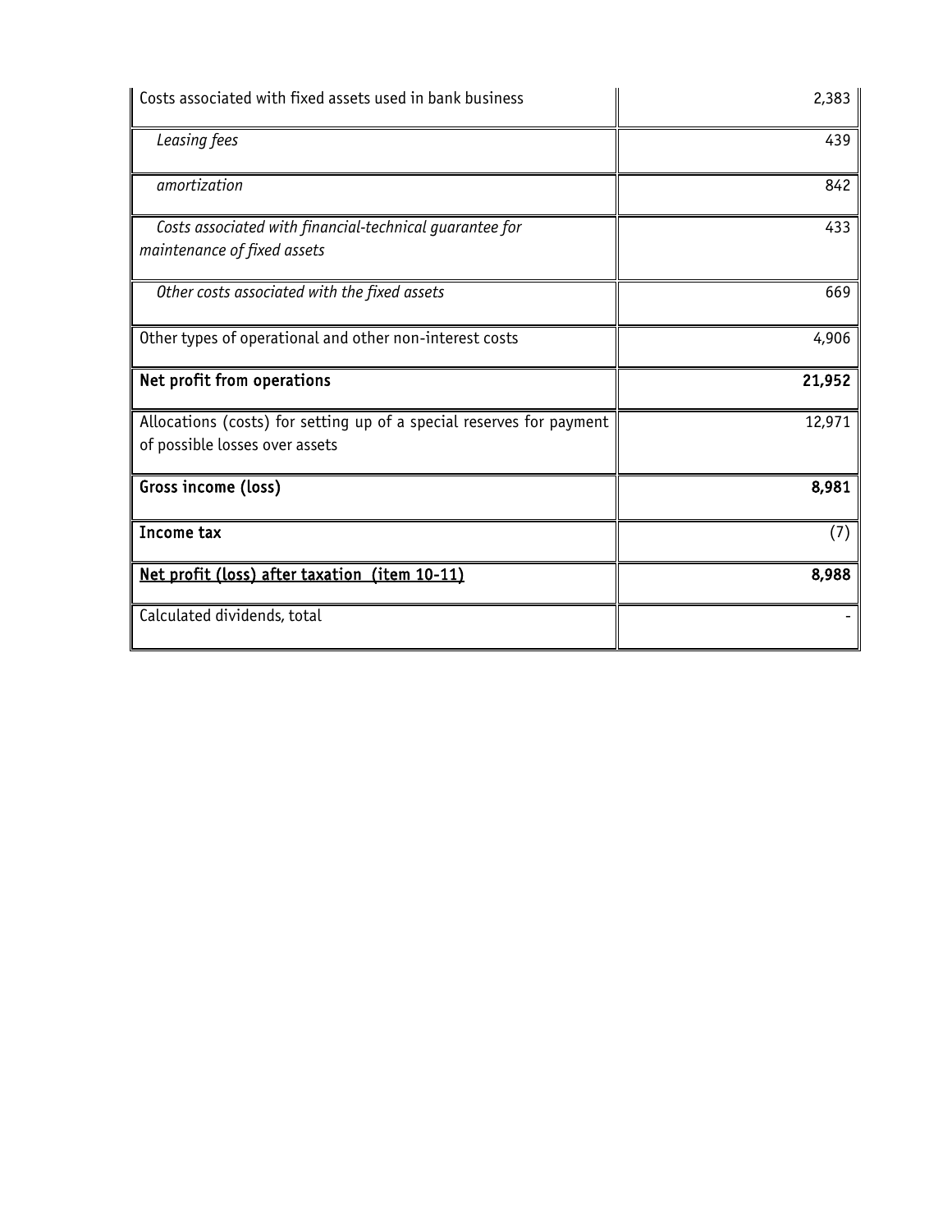| | |
|---|---|
| Costs associated with fixed assets used in bank business | 2,383 |
| *Leasing fees* | 439 |
| *amortization* | 842 |
| *Costs associated with financial-technical guarantee for maintenance of fixed assets* | 433 |
| *Other costs associated with the fixed assets* | 669 |
| Other types of operational and other non-interest costs | 4,906 |
| **Net profit from operations** | **21,952** |
| Allocations (costs) for setting up of a special reserves for payment of possible losses over assets | 12,971 |
| **Gross income (loss)** | **8,981** |
| **Income tax** | (7) |
| **Net profit (loss) after taxation (item 10-11)** | **8,988** |
| Calculated dividends, total | - |